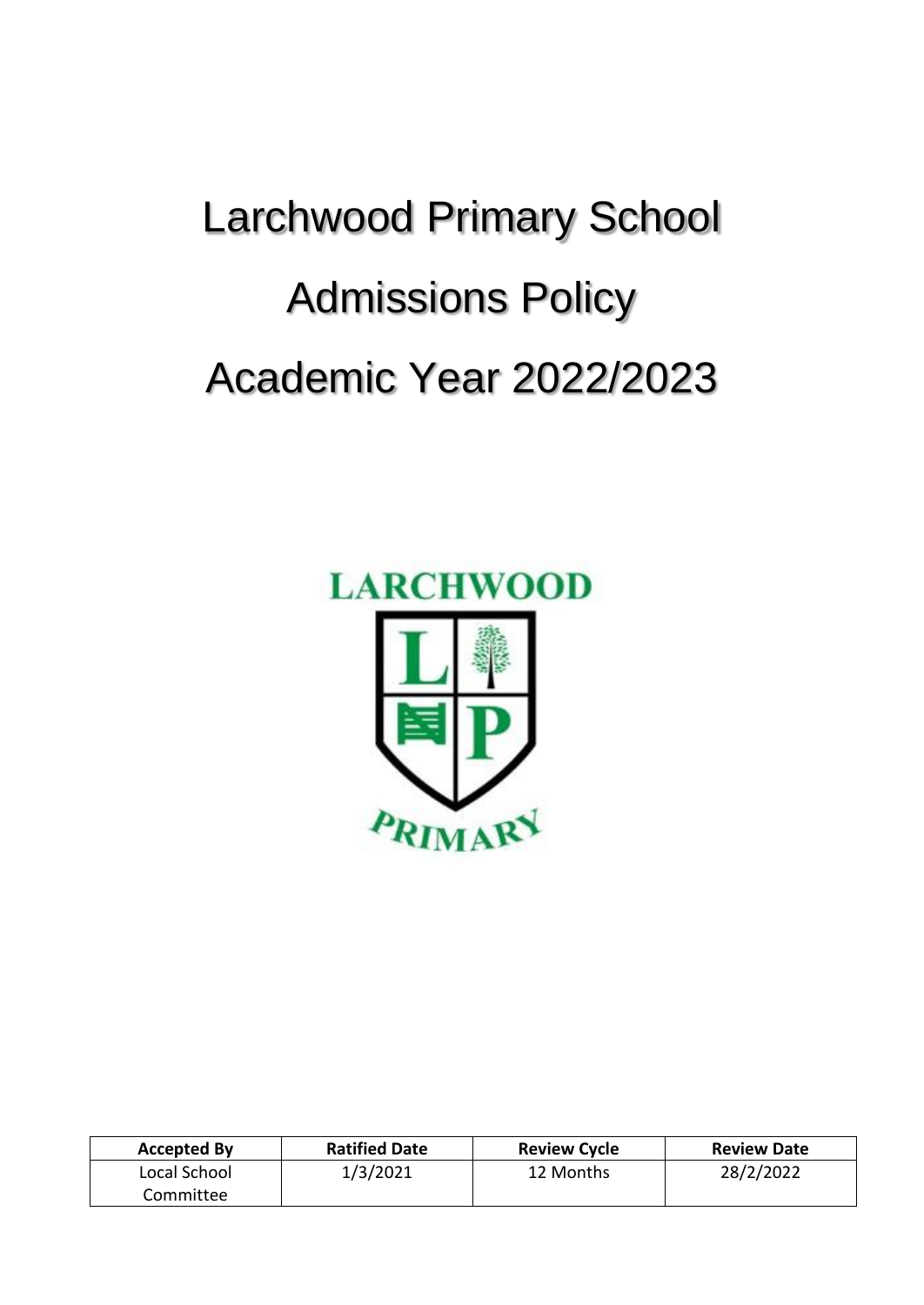# Larchwood Primary School

# Admissions Policy

# Academic Year 2022/2023

| Accepted By | Ratified Date | Review Cycle | Review Date |
| --- | --- | --- | --- |
| Local School Committee | 1/3/2021 | 12 Months | 28/2/2022 |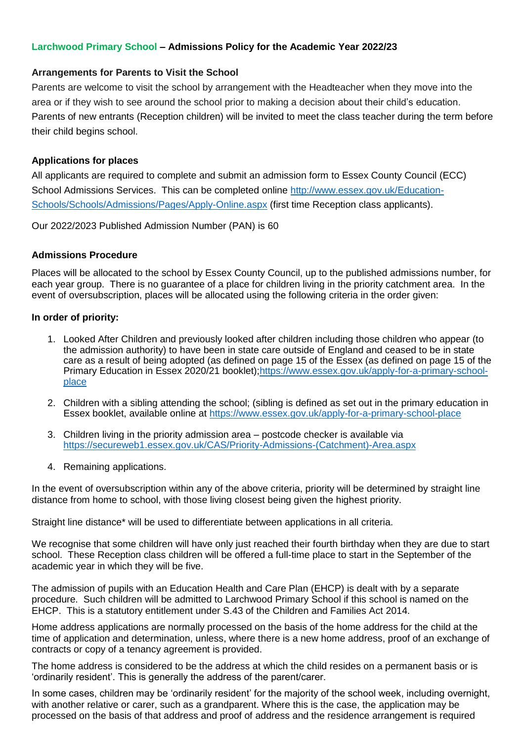**Larchwood Primary School – Admissions Policy for the Academic Year 2022/23**

**Arrangements for Parents to Visit the School**

Parents are welcome to visit the school by arrangement with the Headteacher when they move into the area or if they wish to see around the school prior to making a decision about their child's education. Parents of new entrants (Reception children) will be invited to meet the class teacher during the term before their child begins school.

**Applications for places**

All applicants are required to complete and submit an admission form to Essex County Council (ECC) School Admissions Services. This can be completed online http://www.essex.gov.uk/Education-Schools/Schools/Admissions/Pages/Apply-Online.aspx (first time Reception class applicants).

Our 2022/2023 Published Admission Number (PAN) is 60

**Admissions Procedure**

Places will be allocated to the school by Essex County Council, up to the published admissions number, for each year group. There is no guarantee of a place for children living in the priority catchment area. In the event of oversubscription, places will be allocated using the following criteria in the order given:

**In order of priority:**

1. Looked After Children and previously looked after children including those children who appear (to the admission authority) to have been in state care outside of England and ceased to be in state care as a result of being adopted (as defined on page 15 of the Essex (as defined on page 15 of the Primary Education in Essex 2020/21 booklet);https://www.essex.gov.uk/apply-for-a-primary-school-place
2. Children with a sibling attending the school; (sibling is defined as set out in the primary education in Essex booklet, available online at https://www.essex.gov.uk/apply-for-a-primary-school-place
3. Children living in the priority admission area – postcode checker is available via https://secureweb1.essex.gov.uk/CAS/Priority-Admissions-(Catchment)-Area.aspx
4. Remaining applications.

In the event of oversubscription within any of the above criteria, priority will be determined by straight line distance from home to school, with those living closest being given the highest priority.

Straight line distance* will be used to differentiate between applications in all criteria.

We recognise that some children will have only just reached their fourth birthday when they are due to start school. These Reception class children will be offered a full-time place to start in the September of the academic year in which they will be five.

The admission of pupils with an Education Health and Care Plan (EHCP) is dealt with by a separate procedure. Such children will be admitted to Larchwood Primary School if this school is named on the EHCP. This is a statutory entitlement under S.43 of the Children and Families Act 2014.

Home address applications are normally processed on the basis of the home address for the child at the time of application and determination, unless, where there is a new home address, proof of an exchange of contracts or copy of a tenancy agreement is provided.

The home address is considered to be the address at which the child resides on a permanent basis or is 'ordinarily resident'. This is generally the address of the parent/carer.

In some cases, children may be 'ordinarily resident' for the majority of the school week, including overnight, with another relative or carer, such as a grandparent. Where this is the case, the application may be processed on the basis of that address and proof of address and the residence arrangement is required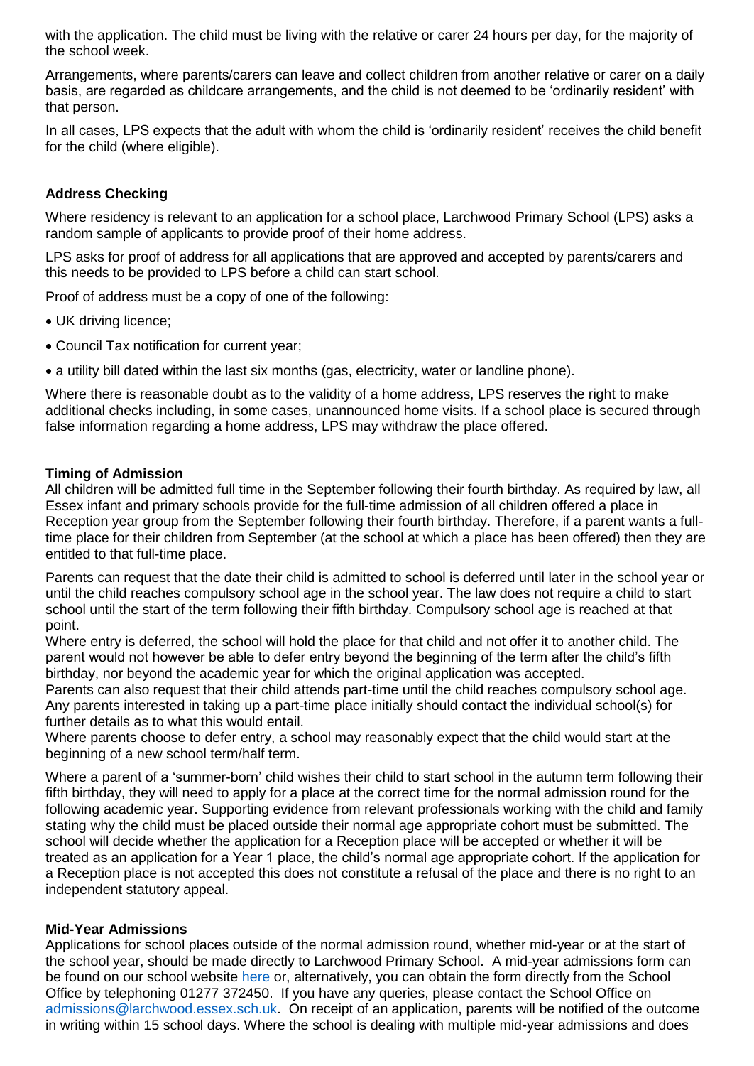with the application. The child must be living with the relative or carer 24 hours per day, for the majority of the school week.

Arrangements, where parents/carers can leave and collect children from another relative or carer on a daily basis, are regarded as childcare arrangements, and the child is not deemed to be 'ordinarily resident' with that person.

In all cases, LPS expects that the adult with whom the child is 'ordinarily resident' receives the child benefit for the child (where eligible).

### Address Checking

Where residency is relevant to an application for a school place, Larchwood Primary School (LPS) asks a random sample of applicants to provide proof of their home address.

LPS asks for proof of address for all applications that are approved and accepted by parents/carers and this needs to be provided to LPS before a child can start school.

Proof of address must be a copy of one of the following:

- UK driving licence;
- Council Tax notification for current year;
- a utility bill dated within the last six months (gas, electricity, water or landline phone).

Where there is reasonable doubt as to the validity of a home address, LPS reserves the right to make additional checks including, in some cases, unannounced home visits. If a school place is secured through false information regarding a home address, LPS may withdraw the place offered.

### Timing of Admission

All children will be admitted full time in the September following their fourth birthday. As required by law, all Essex infant and primary schools provide for the full-time admission of all children offered a place in Reception year group from the September following their fourth birthday. Therefore, if a parent wants a full-time place for their children from September (at the school at which a place has been offered) then they are entitled to that full-time place.

Parents can request that the date their child is admitted to school is deferred until later in the school year or until the child reaches compulsory school age in the school year. The law does not require a child to start school until the start of the term following their fifth birthday. Compulsory school age is reached at that point.

Where entry is deferred, the school will hold the place for that child and not offer it to another child. The parent would not however be able to defer entry beyond the beginning of the term after the child's fifth birthday, nor beyond the academic year for which the original application was accepted.

Parents can also request that their child attends part-time until the child reaches compulsory school age. Any parents interested in taking up a part-time place initially should contact the individual school(s) for further details as to what this would entail.

Where parents choose to defer entry, a school may reasonably expect that the child would start at the beginning of a new school term/half term.

Where a parent of a 'summer-born' child wishes their child to start school in the autumn term following their fifth birthday, they will need to apply for a place at the correct time for the normal admission round for the following academic year. Supporting evidence from relevant professionals working with the child and family stating why the child must be placed outside their normal age appropriate cohort must be submitted. The school will decide whether the application for a Reception place will be accepted or whether it will be treated as an application for a Year 1 place, the child's normal age appropriate cohort. If the application for a Reception place is not accepted this does not constitute a refusal of the place and there is no right to an independent statutory appeal.

### Mid-Year Admissions

Applications for school places outside of the normal admission round, whether mid-year or at the start of the school year, should be made directly to Larchwood Primary School. A mid-year admissions form can be found on our school website here or, alternatively, you can obtain the form directly from the School Office by telephoning 01277 372450. If you have any queries, please contact the School Office on admissions@larchwood.essex.sch.uk. On receipt of an application, parents will be notified of the outcome in writing within 15 school days. Where the school is dealing with multiple mid-year admissions and does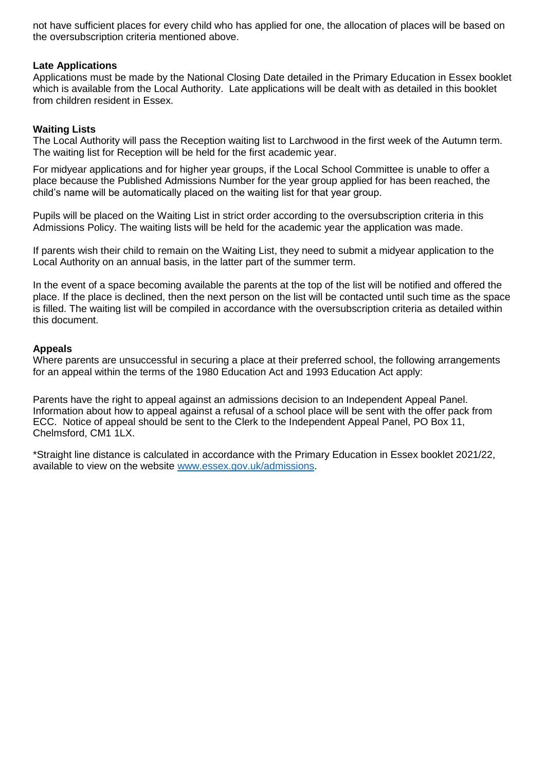not have sufficient places for every child who has applied for one, the allocation of places will be based on the oversubscription criteria mentioned above.

**Late Applications**

Applications must be made by the National Closing Date detailed in the Primary Education in Essex booklet which is available from the Local Authority. Late applications will be dealt with as detailed in this booklet from children resident in Essex.

**Waiting Lists**

The Local Authority will pass the Reception waiting list to Larchwood in the first week of the Autumn term. The waiting list for Reception will be held for the first academic year.

For midyear applications and for higher year groups, if the Local School Committee is unable to offer a place because the Published Admissions Number for the year group applied for has been reached, the child's name will be automatically placed on the waiting list for that year group.

Pupils will be placed on the Waiting List in strict order according to the oversubscription criteria in this Admissions Policy. The waiting lists will be held for the academic year the application was made.

If parents wish their child to remain on the Waiting List, they need to submit a midyear application to the Local Authority on an annual basis, in the latter part of the summer term.

In the event of a space becoming available the parents at the top of the list will be notified and offered the place. If the place is declined, then the next person on the list will be contacted until such time as the space is filled. The waiting list will be compiled in accordance with the oversubscription criteria as detailed within this document.

**Appeals**

Where parents are unsuccessful in securing a place at their preferred school, the following arrangements for an appeal within the terms of the 1980 Education Act and 1993 Education Act apply:

Parents have the right to appeal against an admissions decision to an Independent Appeal Panel. Information about how to appeal against a refusal of a school place will be sent with the offer pack from ECC. Notice of appeal should be sent to the Clerk to the Independent Appeal Panel, PO Box 11, Chelmsford, CM1 1LX.

*Straight line distance is calculated in accordance with the Primary Education in Essex booklet 2021/22, available to view on the website www.essex.gov.uk/admissions.